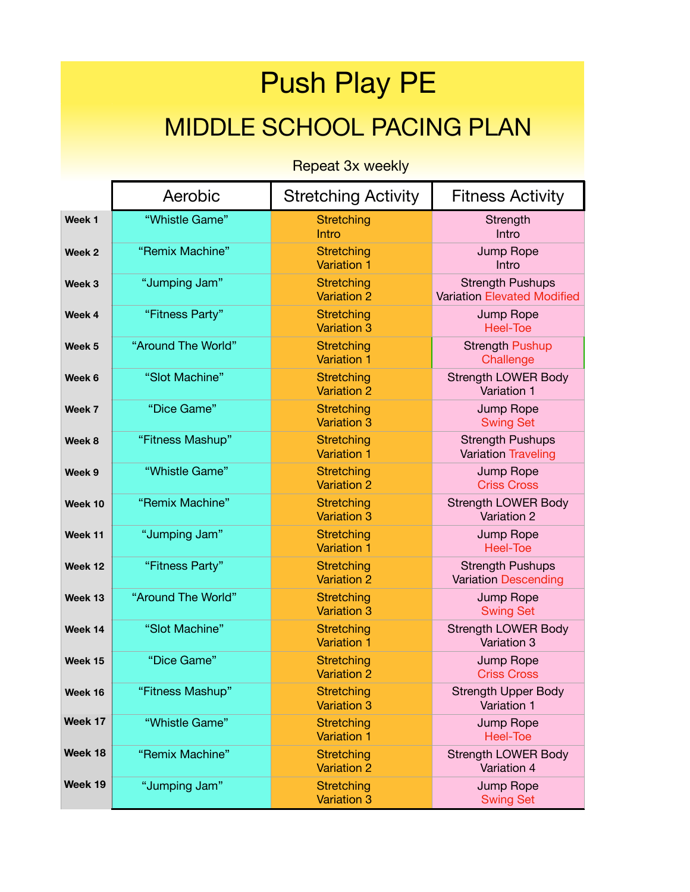# Push Play PE

## MIDDLE SCHOOL PACING PLAN

Repeat 3x weekly

| | Aerobic | Stretching Activity | Fitness Activity |
|---|---|---|---|
| **Week 1** | “Whistle Game” | Stretching Intro | Strength Intro |
| **Week 2** | “Remix Machine” | Stretching Variation 1 | Jump Rope Intro |
| **Week 3** | “Jumping Jam” | Stretching Variation 2 | Strength Pushups Variation Elevated Modified |
| **Week 4** | “Fitness Party” | Stretching Variation 3 | Jump Rope Heel-Toe |
| **Week 5** | “Around The World” | Stretching Variation 1 | Strength Pushup Challenge |
| **Week 6** | “Slot Machine” | Stretching Variation 2 | Strength LOWER Body Variation 1 |
| **Week 7** | “Dice Game” | Stretching Variation 3 | Jump Rope Swing Set |
| **Week 8** | “Fitness Mashup” | Stretching Variation 1 | Strength Pushups Variation Traveling |
| **Week 9** | “Whistle Game” | Stretching Variation 2 | Jump Rope Criss Cross |
| **Week 10** | “Remix Machine” | Stretching Variation 3 | Strength LOWER Body Variation 2 |
| **Week 11** | “Jumping Jam” | Stretching Variation 1 | Jump Rope Heel-Toe |
| **Week 12** | “Fitness Party” | Stretching Variation 2 | Strength Pushups Variation Descending |
| **Week 13** | “Around The World” | Stretching Variation 3 | Jump Rope Swing Set |
| **Week 14** | “Slot Machine” | Stretching Variation 1 | Strength LOWER Body Variation 3 |
| **Week 15** | “Dice Game” | Stretching Variation 2 | Jump Rope Criss Cross |
| **Week 16** | “Fitness Mashup” | Stretching Variation 3 | Strength Upper Body Variation 1 |
| **Week 17** | “Whistle Game” | Stretching Variation 1 | Jump Rope Heel-Toe |
| **Week 18** | “Remix Machine” | Stretching Variation 2 | Strength LOWER Body Variation 4 |
| **Week 19** | “Jumping Jam” | Stretching Variation 3 | Jump Rope Swing Set |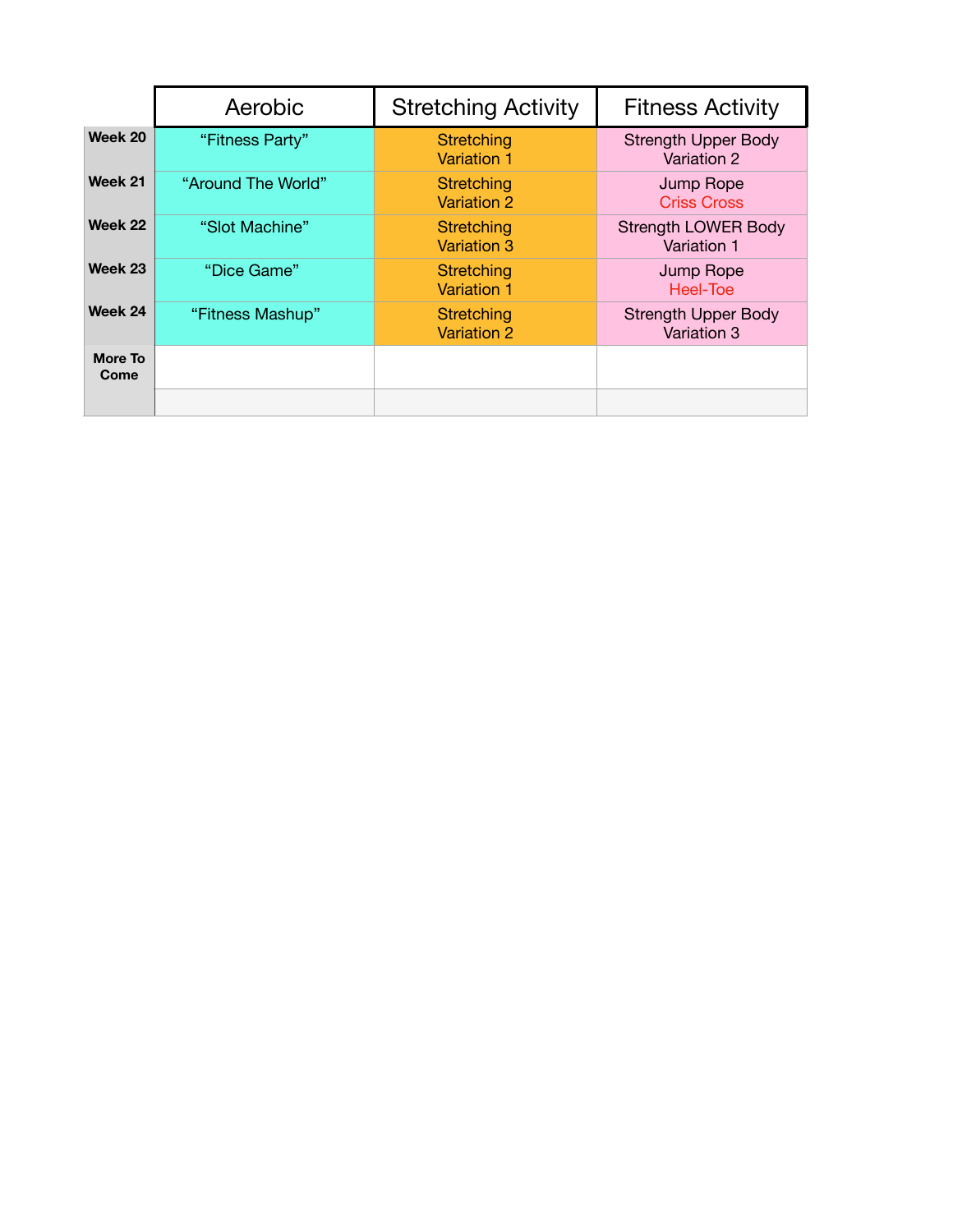| | Aerobic | Stretching Activity | Fitness Activity |
|---|---|---|---|
| **Week 20** | "Fitness Party" | Stretching Variation 1 | Strength Upper Body Variation 2 |
| **Week 21** | "Around The World" | Stretching Variation 2 | Jump Rope Criss Cross |
| **Week 22** | "Slot Machine" | Stretching Variation 3 | Strength LOWER Body Variation 1 |
| **Week 23** | "Dice Game" | Stretching Variation 1 | Jump Rope Heel-Toe |
| **Week 24** | "Fitness Mashup" | Stretching Variation 2 | Strength Upper Body Variation 3 |
| **More To Come** | | | |
| | | | |